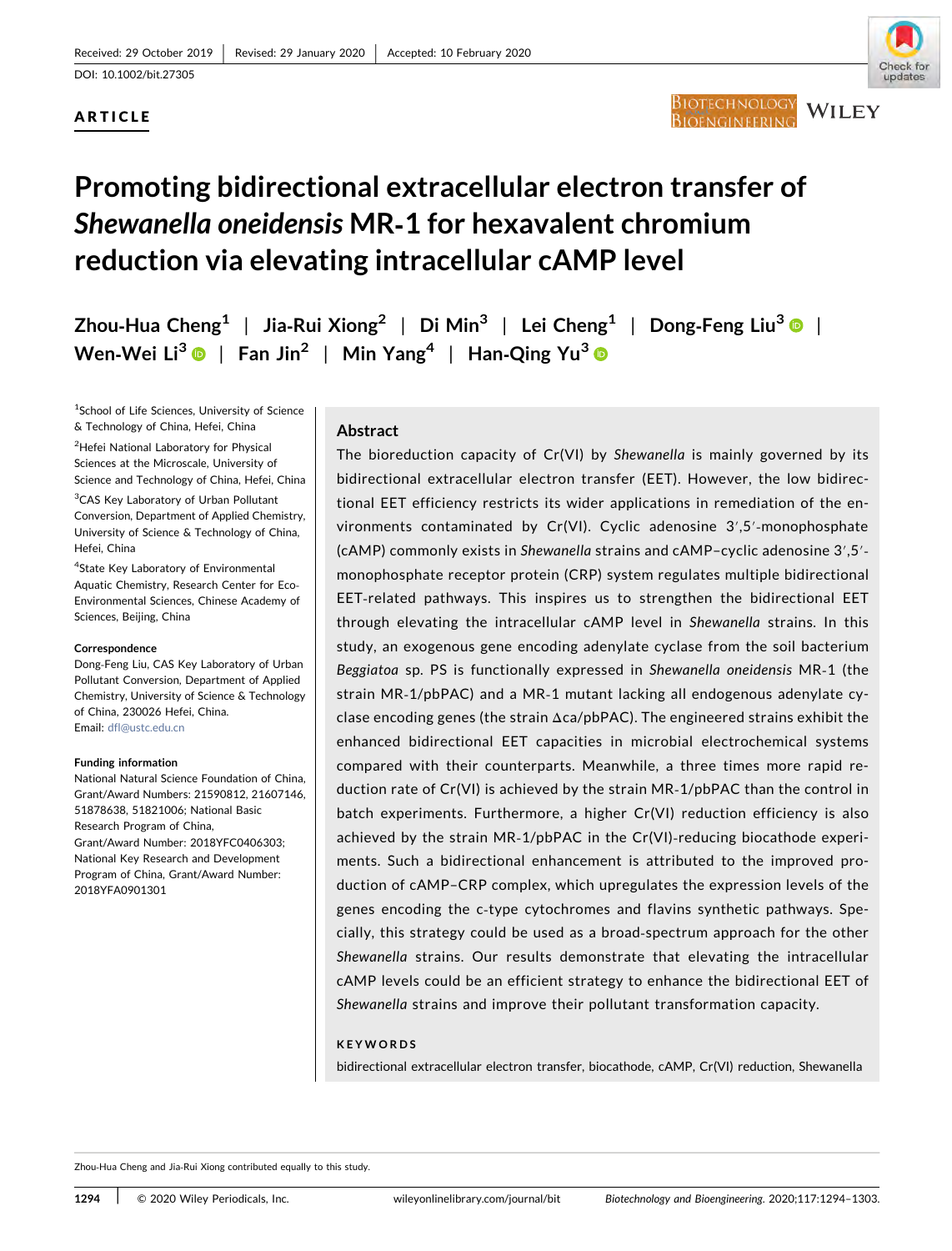Received: 29 October 2019 | Revised: 29 January 2020 | Accepted: 10 February 2020

DOI: 10.1002/bit.27305

**ARTICLE**

# Promoting bidirectional extracellular electron transfer of *Shewanella oneidensis* MR-1 for hexavalent chromium reduction via elevating intracellular cAMP level

**Zhou-Hua Cheng**[1] | **Jia-Rui Xiong**[2] | **Di Min**[3] | **Lei Cheng**[1] | **Dong-Feng Liu**[3] | **Wen-Wei Li**[3] | **Fan Jin**[2] | **Min Yang**[4] | **Han-Qing Yu**[3]

[1]School of Life Sciences, University of Science & Technology of China, Hefei, China

[2]Hefei National Laboratory for Physical Sciences at the Microscale, University of Science and Technology of China, Hefei, China

[3]CAS Key Laboratory of Urban Pollutant Conversion, Department of Applied Chemistry, University of Science & Technology of China, Hefei, China

[4]State Key Laboratory of Environmental Aquatic Chemistry, Research Center for Eco-Environmental Sciences, Chinese Academy of Sciences, Beijing, China

**Correspondence**

Dong-Feng Liu, CAS Key Laboratory of Urban Pollutant Conversion, Department of Applied Chemistry, University of Science & Technology of China, 230026 Hefei, China.
Email: dfl@ustc.edu.cn

**Funding information**

National Natural Science Foundation of China, Grant/Award Numbers: 21590812, 21607146, 51878638, 51821006; National Basic Research Program of China, Grant/Award Number: 2018YFC0406303; National Key Research and Development Program of China, Grant/Award Number: 2018YFA0901301

## Abstract

The bioreduction capacity of Cr(VI) by *Shewanella* is mainly governed by its bidirectional extracellular electron transfer (EET). However, the low bidirectional EET efficiency restricts its wider applications in remediation of the environments contaminated by Cr(VI). Cyclic adenosine 3′,5′-monophosphate (cAMP) commonly exists in *Shewanella* strains and cAMP–cyclic adenosine 3′,5′-monophosphate receptor protein (CRP) system regulates multiple bidirectional EET-related pathways. This inspires us to strengthen the bidirectional EET through elevating the intracellular cAMP level in *Shewanella* strains. In this study, an exogenous gene encoding adenylate cyclase from the soil bacterium *Beggiatoa* sp. PS is functionally expressed in *Shewanella oneidensis* MR-1 (the strain MR-1/pbPAC) and a MR-1 mutant lacking all endogenous adenylate cyclase encoding genes (the strain Δca/pbPAC). The engineered strains exhibit the enhanced bidirectional EET capacities in microbial electrochemical systems compared with their counterparts. Meanwhile, a three times more rapid reduction rate of Cr(VI) is achieved by the strain MR-1/pbPAC than the control in batch experiments. Furthermore, a higher Cr(VI) reduction efficiency is also achieved by the strain MR-1/pbPAC in the Cr(VI)-reducing biocathode experiments. Such a bidirectional enhancement is attributed to the improved production of cAMP–CRP complex, which upregulates the expression levels of the genes encoding the c-type cytochromes and flavins synthetic pathways. Specially, this strategy could be used as a broad-spectrum approach for the other *Shewanella* strains. Our results demonstrate that elevating the intracellular cAMP levels could be an efficient strategy to enhance the bidirectional EET of *Shewanella* strains and improve their pollutant transformation capacity.

**KEYWORDS**

bidirectional extracellular electron transfer, biocathode, cAMP, Cr(VI) reduction, Shewanella

Zhou-Hua Cheng and Jia-Rui Xiong contributed equally to this study.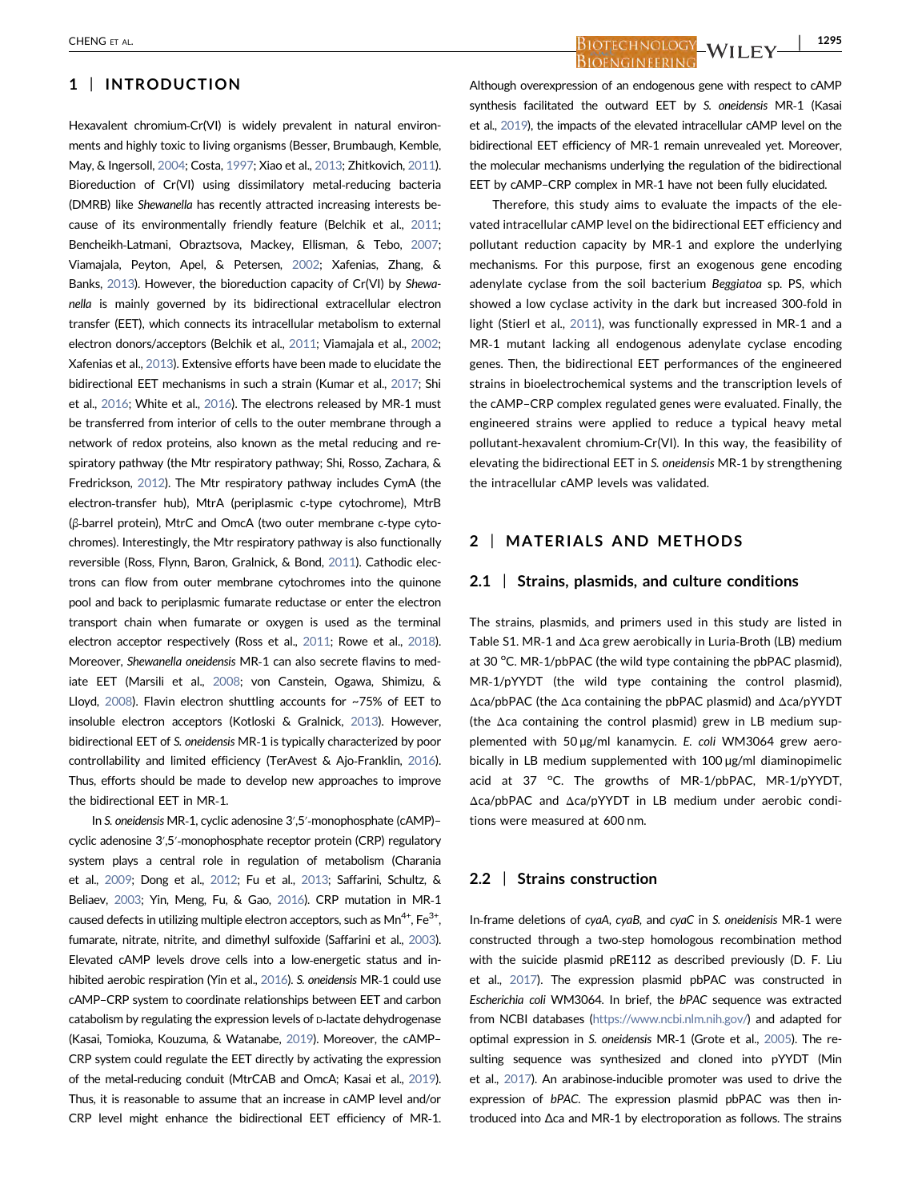## 1 | INTRODUCTION

Hexavalent chromium-Cr(VI) is widely prevalent in natural environments and highly toxic to living organisms (Besser, Brumbaugh, Kemble, May, & Ingersoll, 2004; Costa, 1997; Xiao et al., 2013; Zhitkovich, 2011). Bioreduction of Cr(VI) using dissimilatory metal-reducing bacteria (DMRB) like *Shewanella* has recently attracted increasing interests because of its environmentally friendly feature (Belchik et al., 2011; Bencheikh-Latmani, Obraztsova, Mackey, Ellisman, & Tebo, 2007; Viamajala, Peyton, Apel, & Petersen, 2002; Xafenias, Zhang, & Banks, 2013). However, the bioreduction capacity of Cr(VI) by *Shewanella* is mainly governed by its bidirectional extracellular electron transfer (EET), which connects its intracellular metabolism to external electron donors/acceptors (Belchik et al., 2011; Viamajala et al., 2002; Xafenias et al., 2013). Extensive efforts have been made to elucidate the bidirectional EET mechanisms in such a strain (Kumar et al., 2017; Shi et al., 2016; White et al., 2016). The electrons released by MR-1 must be transferred from interior of cells to the outer membrane through a network of redox proteins, also known as the metal reducing and respiratory pathway (the Mtr respiratory pathway; Shi, Rosso, Zachara, & Fredrickson, 2012). The Mtr respiratory pathway includes CymA (the electron-transfer hub), MtrA (periplasmic c-type cytochrome), MtrB (β-barrel protein), MtrC and OmcA (two outer membrane c-type cytochromes). Interestingly, the Mtr respiratory pathway is also functionally reversible (Ross, Flynn, Baron, Gralnick, & Bond, 2011). Cathodic electrons can flow from outer membrane cytochromes into the quinone pool and back to periplasmic fumarate reductase or enter the electron transport chain when fumarate or oxygen is used as the terminal electron acceptor respectively (Ross et al., 2011; Rowe et al., 2018). Moreover, *Shewanella oneidensis* MR-1 can also secrete flavins to mediate EET (Marsili et al., 2008; von Canstein, Ogawa, Shimizu, & Lloyd, 2008). Flavin electron shuttling accounts for ~75% of EET to insoluble electron acceptors (Kotloski & Gralnick, 2013). However, bidirectional EET of *S. oneidensis* MR-1 is typically characterized by poor controllability and limited efficiency (TerAvest & Ajo-Franklin, 2016). Thus, efforts should be made to develop new approaches to improve the bidirectional EET in MR-1.

In *S. oneidensis* MR-1, cyclic adenosine 3′,5′-monophosphate (cAMP)–cyclic adenosine 3′,5′-monophosphate receptor protein (CRP) regulatory system plays a central role in regulation of metabolism (Charania et al., 2009; Dong et al., 2012; Fu et al., 2013; Saffarini, Schultz, & Beliaev, 2003; Yin, Meng, Fu, & Gao, 2016). CRP mutation in MR-1 caused defects in utilizing multiple electron acceptors, such as $Mn^{4+}$, $Fe^{3+}$, fumarate, nitrate, nitrite, and dimethyl sulfoxide (Saffarini et al., 2003). Elevated cAMP levels drove cells into a low-energetic status and inhibited aerobic respiration (Yin et al., 2016). *S. oneidensis* MR-1 could use cAMP–CRP system to coordinate relationships between EET and carbon catabolism by regulating the expression levels of D-lactate dehydrogenase (Kasai, Tomioka, Kouzuma, & Watanabe, 2019). Moreover, the cAMP–CRP system could regulate the EET directly by activating the expression of the metal-reducing conduit (MtrCAB and OmcA; Kasai et al., 2019). Thus, it is reasonable to assume that an increase in cAMP level and/or CRP level might enhance the bidirectional EET efficiency of MR-1. Although overexpression of an endogenous gene with respect to cAMP synthesis facilitated the outward EET by *S. oneidensis* MR-1 (Kasai et al., 2019), the impacts of the elevated intracellular cAMP level on the bidirectional EET efficiency of MR-1 remain unrevealed yet. Moreover, the molecular mechanisms underlying the regulation of the bidirectional EET by cAMP–CRP complex in MR-1 have not been fully elucidated.

Therefore, this study aims to evaluate the impacts of the elevated intracellular cAMP level on the bidirectional EET efficiency and pollutant reduction capacity by MR-1 and explore the underlying mechanisms. For this purpose, first an exogenous gene encoding adenylate cyclase from the soil bacterium *Beggiatoa* sp. PS, which showed a low cyclase activity in the dark but increased 300-fold in light (Stierl et al., 2011), was functionally expressed in MR-1 and a MR-1 mutant lacking all endogenous adenylate cyclase encoding genes. Then, the bidirectional EET performances of the engineered strains in bioelectrochemical systems and the transcription levels of the cAMP–CRP complex regulated genes were evaluated. Finally, the engineered strains were applied to reduce a typical heavy metal pollutant-hexavalent chromium-Cr(VI). In this way, the feasibility of elevating the bidirectional EET in *S. oneidensis* MR-1 by strengthening the intracellular cAMP levels was validated.

## 2 | MATERIALS AND METHODS

### 2.1 | Strains, plasmids, and culture conditions

The strains, plasmids, and primers used in this study are listed in Table S1. MR-1 and Δca grew aerobically in Luria-Broth (LB) medium at 30 °C. MR-1/pbPAC (the wild type containing the pbPAC plasmid), MR-1/pYYDT (the wild type containing the control plasmid), Δca/pbPAC (the Δca containing the pbPAC plasmid) and Δca/pYYDT (the Δca containing the control plasmid) grew in LB medium supplemented with 50 µg/ml kanamycin. *E. coli* WM3064 grew aerobically in LB medium supplemented with 100 µg/ml diaminopimelic acid at 37 °C. The growths of MR-1/pbPAC, MR-1/pYYDT, Δca/pbPAC and Δca/pYYDT in LB medium under aerobic conditions were measured at 600 nm.

### 2.2 | Strains construction

In-frame deletions of *cyaA*, *cyaB*, and *cyaC* in *S. oneidenisis* MR-1 were constructed through a two-step homologous recombination method with the suicide plasmid pRE112 as described previously (D. F. Liu et al., 2017). The expression plasmid pbPAC was constructed in *Escherichia coli* WM3064. In brief, the *bPAC* sequence was extracted from NCBI databases (https://www.ncbi.nlm.nih.gov/) and adapted for optimal expression in *S. oneidensis* MR-1 (Grote et al., 2005). The resulting sequence was synthesized and cloned into pYYDT (Min et al., 2017). An arabinose-inducible promoter was used to drive the expression of *bPAC*. The expression plasmid pbPAC was then introduced into Δca and MR-1 by electroporation as follows. The strains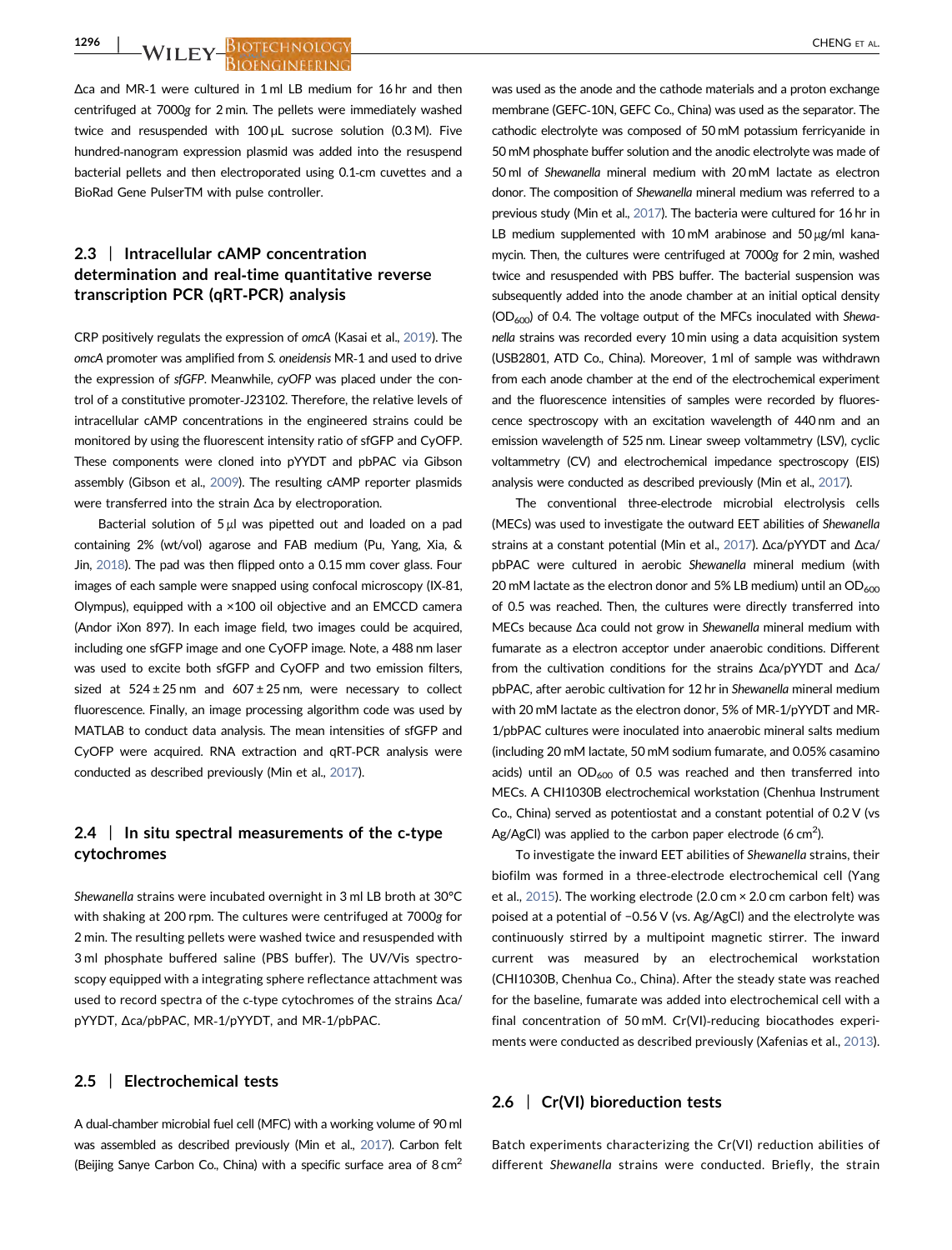Δca and MR-1 were cultured in 1 ml LB medium for 16 hr and then centrifuged at 7000*g* for 2 min. The pellets were immediately washed twice and resuspended with 100 μL sucrose solution (0.3 M). Five hundred-nanogram expression plasmid was added into the resuspend bacterial pellets and then electroporated using 0.1-cm cuvettes and a BioRad Gene PulserTM with pulse controller.

### 2.3 | Intracellular cAMP concentration determination and real-time quantitative reverse transcription PCR (qRT-PCR) analysis

CRP positively regulats the expression of *omcA* (Kasai et al., 2019). The *omcA* promoter was amplified from *S. oneidensis* MR-1 and used to drive the expression of *sfGFP*. Meanwhile, *cyOFP* was placed under the control of a constitutive promoter-J23102. Therefore, the relative levels of intracellular cAMP concentrations in the engineered strains could be monitored by using the fluorescent intensity ratio of sfGFP and CyOFP. These components were cloned into pYYDT and pbPAC via Gibson assembly (Gibson et al., 2009). The resulting cAMP reporter plasmids were transferred into the strain Δca by electroporation.

Bacterial solution of 5 μl was pipetted out and loaded on a pad containing 2% (wt/vol) agarose and FAB medium (Pu, Yang, Xia, & Jin, 2018). The pad was then flipped onto a 0.15 mm cover glass. Four images of each sample were snapped using confocal microscopy (IX-81, Olympus), equipped with a ×100 oil objective and an EMCCD camera (Andor iXon 897). In each image field, two images could be acquired, including one sfGFP image and one CyOFP image. Note, a 488 nm laser was used to excite both sfGFP and CyOFP and two emission filters, sized at 524 ± 25 nm and 607 ± 25 nm, were necessary to collect fluorescence. Finally, an image processing algorithm code was used by MATLAB to conduct data analysis. The mean intensities of sfGFP and CyOFP were acquired. RNA extraction and qRT-PCR analysis were conducted as described previously (Min et al., 2017).

### 2.4 | In situ spectral measurements of the c-type cytochromes

*Shewanella* strains were incubated overnight in 3 ml LB broth at 30°C with shaking at 200 rpm. The cultures were centrifuged at 7000*g* for 2 min. The resulting pellets were washed twice and resuspended with 3 ml phosphate buffered saline (PBS buffer). The UV/Vis spectroscopy equipped with a integrating sphere reflectance attachment was used to record spectra of the c-type cytochromes of the strains Δca/pYYDT, Δca/pbPAC, MR-1/pYYDT, and MR-1/pbPAC.

### 2.5 | Electrochemical tests

A dual-chamber microbial fuel cell (MFC) with a working volume of 90 ml was assembled as described previously (Min et al., 2017). Carbon felt (Beijing Sanye Carbon Co., China) with a specific surface area of 8 $cm^2$ was used as the anode and the cathode materials and a proton exchange membrane (GEFC-10N, GEFC Co., China) was used as the separator. The cathodic electrolyte was composed of 50 mM potassium ferricyanide in 50 mM phosphate buffer solution and the anodic electrolyte was made of 50 ml of *Shewanella* mineral medium with 20 mM lactate as electron donor. The composition of *Shewanella* mineral medium was referred to a previous study (Min et al., 2017). The bacteria were cultured for 16 hr in LB medium supplemented with 10 mM arabinose and 50 μg/ml kanamycin. Then, the cultures were centrifuged at 7000*g* for 2 min, washed twice and resuspended with PBS buffer. The bacterial suspension was subsequently added into the anode chamber at an initial optical density ($OD_{600}$) of 0.4. The voltage output of the MFCs inoculated with *Shewanella* strains was recorded every 10 min using a data acquisition system (USB2801, ATD Co., China). Moreover, 1 ml of sample was withdrawn from each anode chamber at the end of the electrochemical experiment and the fluorescence intensities of samples were recorded by fluorescence spectroscopy with an excitation wavelength of 440 nm and an emission wavelength of 525 nm. Linear sweep voltammetry (LSV), cyclic voltammetry (CV) and electrochemical impedance spectroscopy (EIS) analysis were conducted as described previously (Min et al., 2017).

The conventional three-electrode microbial electrolysis cells (MECs) was used to investigate the outward EET abilities of *Shewanella* strains at a constant potential (Min et al., 2017). Δca/pYYDT and Δca/pbPAC were cultured in aerobic *Shewanella* mineral medium (with 20 mM lactate as the electron donor and 5% LB medium) until an $OD_{600}$ of 0.5 was reached. Then, the cultures were directly transferred into MECs because Δca could not grow in *Shewanella* mineral medium with fumarate as a electron acceptor under anaerobic conditions. Different from the cultivation conditions for the strains Δca/pYYDT and Δca/pbPAC, after aerobic cultivation for 12 hr in *Shewanella* mineral medium with 20 mM lactate as the electron donor, 5% of MR-1/pYYDT and MR-1/pbPAC cultures were inoculated into anaerobic mineral salts medium (including 20 mM lactate, 50 mM sodium fumarate, and 0.05% casamino acids) until an $OD_{600}$ of 0.5 was reached and then transferred into MECs. A CHI1030B electrochemical workstation (Chenhua Instrument Co., China) served as potentiostat and a constant potential of 0.2 V (vs Ag/AgCl) was applied to the carbon paper electrode (6 $cm^2$).

To investigate the inward EET abilities of *Shewanella* strains, their biofilm was formed in a three-electrode electrochemical cell (Yang et al., 2015). The working electrode (2.0 cm × 2.0 cm carbon felt) was poised at a potential of −0.56 V (vs. Ag/AgCl) and the electrolyte was continuously stirred by a multipoint magnetic stirrer. The inward current was measured by an electrochemical workstation (CHI1030B, Chenhua Co., China). After the steady state was reached for the baseline, fumarate was added into electrochemical cell with a final concentration of 50 mM. Cr(VI)-reducing biocathodes experiments were conducted as described previously (Xafenias et al., 2013).

### 2.6 | Cr(VI) bioreduction tests

Batch experiments characterizing the Cr(VI) reduction abilities of different *Shewanella* strains were conducted. Briefly, the strain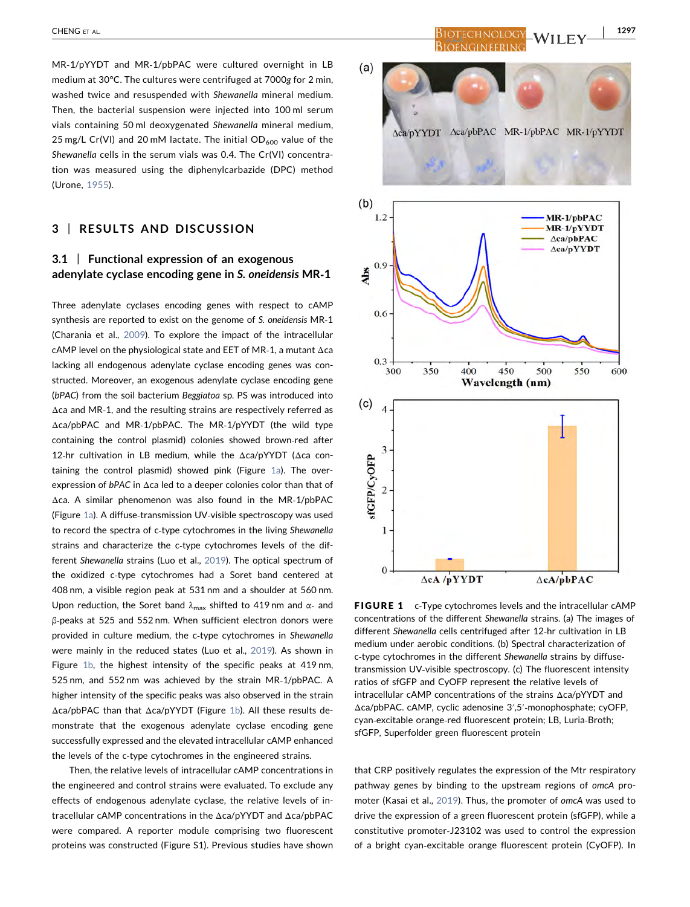MR-1/pYYDT and MR-1/pbPAC were cultured overnight in LB medium at 30°C. The cultures were centrifuged at 7000*g* for 2 min, washed twice and resuspended with *Shewanella* mineral medium. Then, the bacterial suspension were injected into 100 ml serum vials containing 50 ml deoxygenated *Shewanella* mineral medium, 25 mg/L Cr(VI) and 20 mM lactate. The initial $OD_{600}$ value of the *Shewanella* cells in the serum vials was 0.4. The Cr(VI) concentration was measured using the diphenylcarbazide (DPC) method (Urone, 1955).

## 3 | RESULTS AND DISCUSSION

### 3.1 | Functional expression of an exogenous adenylate cyclase encoding gene in *S. oneidensis* MR-1

Three adenylate cyclases encoding genes with respect to cAMP synthesis are reported to exist on the genome of *S. oneidensis* MR-1 (Charania et al., 2009). To explore the impact of the intracellular cAMP level on the physiological state and EET of MR-1, a mutant Δca lacking all endogenous adenylate cyclase encoding genes was constructed. Moreover, an exogenous adenylate cyclase encoding gene (*bPAC*) from the soil bacterium *Beggiatoa* sp. PS was introduced into Δca and MR-1, and the resulting strains are respectively referred as Δca/pbPAC and MR-1/pbPAC. The MR-1/pYYDT (the wild type containing the control plasmid) colonies showed brown-red after 12-hr cultivation in LB medium, while the Δca/pYYDT (Δca containing the control plasmid) showed pink (Figure 1a). The overexpression of *bPAC* in Δca led to a deeper colonies color than that of Δca. A similar phenomenon was also found in the MR-1/pbPAC (Figure 1a). A diffuse-transmission UV-visible spectroscopy was used to record the spectra of c-type cytochromes in the living *Shewanella* strains and characterize the c-type cytochromes levels of the different *Shewanella* strains (Luo et al., 2019). The optical spectrum of the oxidized c-type cytochromes had a Soret band centered at 408 nm, a visible region peak at 531 nm and a shoulder at 560 nm. Upon reduction, the Soret band $\lambda_{max}$ shifted to 419 nm and α- and β-peaks at 525 and 552 nm. When sufficient electron donors were provided in culture medium, the c-type cytochromes in *Shewanella* were mainly in the reduced states (Luo et al., 2019). As shown in Figure 1b, the highest intensity of the specific peaks at 419 nm, 525 nm, and 552 nm was achieved by the strain MR-1/pbPAC. A higher intensity of the specific peaks was also observed in the strain Δca/pbPAC than that Δca/pYYDT (Figure 1b). All these results demonstrate that the exogenous adenylate cyclase encoding gene successfully expressed and the elevated intracellular cAMP enhanced the levels of the c-type cytochromes in the engineered strains.

Then, the relative levels of intracellular cAMP concentrations in the engineered and control strains were evaluated. To exclude any effects of endogenous adenylate cyclase, the relative levels of intracellular cAMP concentrations in the Δca/pYYDT and Δca/pbPAC were compared. A reporter module comprising two fluorescent proteins was constructed (Figure S1). Previous studies have shown that CRP positively regulates the expression of the Mtr respiratory pathway genes by binding to the upstream regions of *omcA* promoter (Kasai et al., 2019). Thus, the promoter of *omcA* was used to drive the expression of a green fluorescent protein (sfGFP), while a constitutive promoter-J23102 was used to control the expression of a bright cyan-excitable orange fluorescent protein (CyOFP). In

**FIGURE 1** c-Type cytochromes levels and the intracellular cAMP concentrations of the different *Shewanella* strains. (a) The images of different *Shewanella* cells centrifuged after 12-hr cultivation in LB medium under aerobic conditions. (b) Spectral characterization of c-type cytochromes in the different *Shewanella* strains by diffuse-transmission UV-visible spectroscopy. (c) The fluorescent intensity ratios of sfGFP and CyOFP represent the relative levels of intracellular cAMP concentrations of the strains Δca/pYYDT and Δca/pbPAC. cAMP, cyclic adenosine 3′,5′-monophosphate; cyOFP, cyan-excitable orange-red fluorescent protein; LB, Luria-Broth; sfGFP, Superfolder green fluorescent protein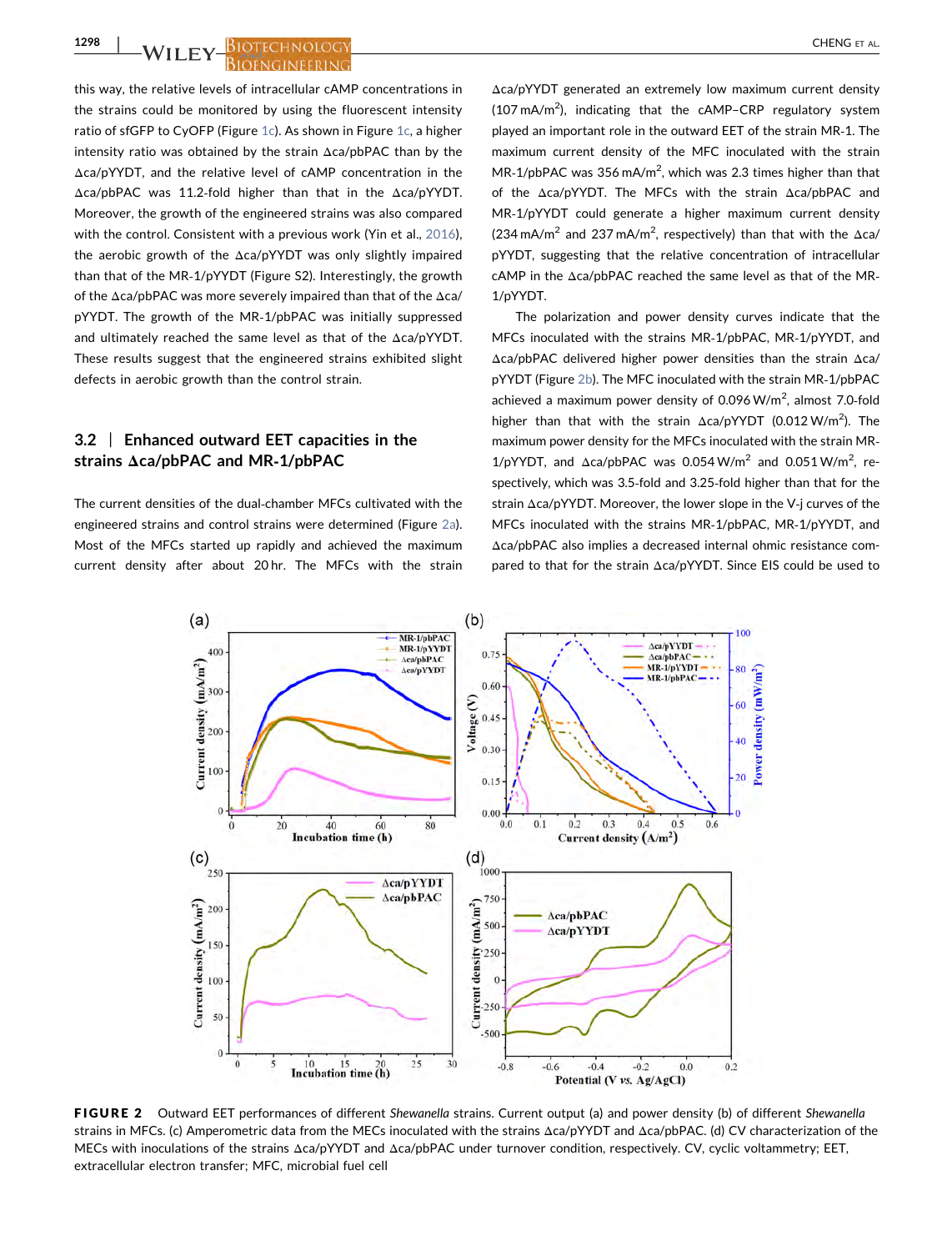this way, the relative levels of intracellular cAMP concentrations in the strains could be monitored by using the fluorescent intensity ratio of sfGFP to CyOFP (Figure 1c). As shown in Figure 1c, a higher intensity ratio was obtained by the strain Δca/pbPAC than by the Δca/pYYDT, and the relative level of cAMP concentration in the Δca/pbPAC was 11.2-fold higher than that in the Δca/pYYDT. Moreover, the growth of the engineered strains was also compared with the control. Consistent with a previous work (Yin et al., 2016), the aerobic growth of the Δca/pYYDT was only slightly impaired than that of the MR-1/pYYDT (Figure S2). Interestingly, the growth of the Δca/pbPAC was more severely impaired than that of the Δca/pYYDT. The growth of the MR-1/pbPAC was initially suppressed and ultimately reached the same level as that of the Δca/pYYDT. These results suggest that the engineered strains exhibited slight defects in aerobic growth than the control strain.

## 3.2 | Enhanced outward EET capacities in the strains Δca/pbPAC and MR-1/pbPAC

The current densities of the dual-chamber MFCs cultivated with the engineered strains and control strains were determined (Figure 2a). Most of the MFCs started up rapidly and achieved the maximum current density after about 20 hr. The MFCs with the strain Δca/pYYDT generated an extremely low maximum current density (107 mA/m$^2$), indicating that the cAMP–CRP regulatory system played an important role in the outward EET of the strain MR-1. The maximum current density of the MFC inoculated with the strain MR-1/pbPAC was 356 mA/m$^2$, which was 2.3 times higher than that of the Δca/pYYDT. The MFCs with the strain Δca/pbPAC and MR-1/pYYDT could generate a higher maximum current density (234 mA/m$^2$ and 237 mA/m$^2$, respectively) than that with the Δca/pYYDT, suggesting that the relative concentration of intracellular cAMP in the Δca/pbPAC reached the same level as that of the MR-1/pYYDT.

The polarization and power density curves indicate that the MFCs inoculated with the strains MR-1/pbPAC, MR-1/pYYDT, and Δca/pbPAC delivered higher power densities than the strain Δca/pYYDT (Figure 2b). The MFC inoculated with the strain MR-1/pbPAC achieved a maximum power density of 0.096 W/m$^2$, almost 7.0-fold higher than that with the strain Δca/pYYDT (0.012 W/m$^2$). The maximum power density for the MFCs inoculated with the strain MR-1/pYYDT, and Δca/pbPAC was 0.054 W/m$^2$ and 0.051 W/m$^2$, respectively, which was 3.5-fold and 3.25-fold higher than that for the strain Δca/pYYDT. Moreover, the lower slope in the V-j curves of the MFCs inoculated with the strains MR-1/pbPAC, MR-1/pYYDT, and Δca/pbPAC also implies a decreased internal ohmic resistance compared to that for the strain Δca/pYYDT. Since EIS could be used to

**FIGURE 2** Outward EET performances of different *Shewanella* strains. Current output (a) and power density (b) of different *Shewanella* strains in MFCs. (c) Amperometric data from the MECs inoculated with the strains Δca/pYYDT and Δca/pbPAC. (d) CV characterization of the MECs with inoculations of the strains Δca/pYYDT and Δca/pbPAC under turnover condition, respectively. CV, cyclic voltammetry; EET, extracellular electron transfer; MFC, microbial fuel cell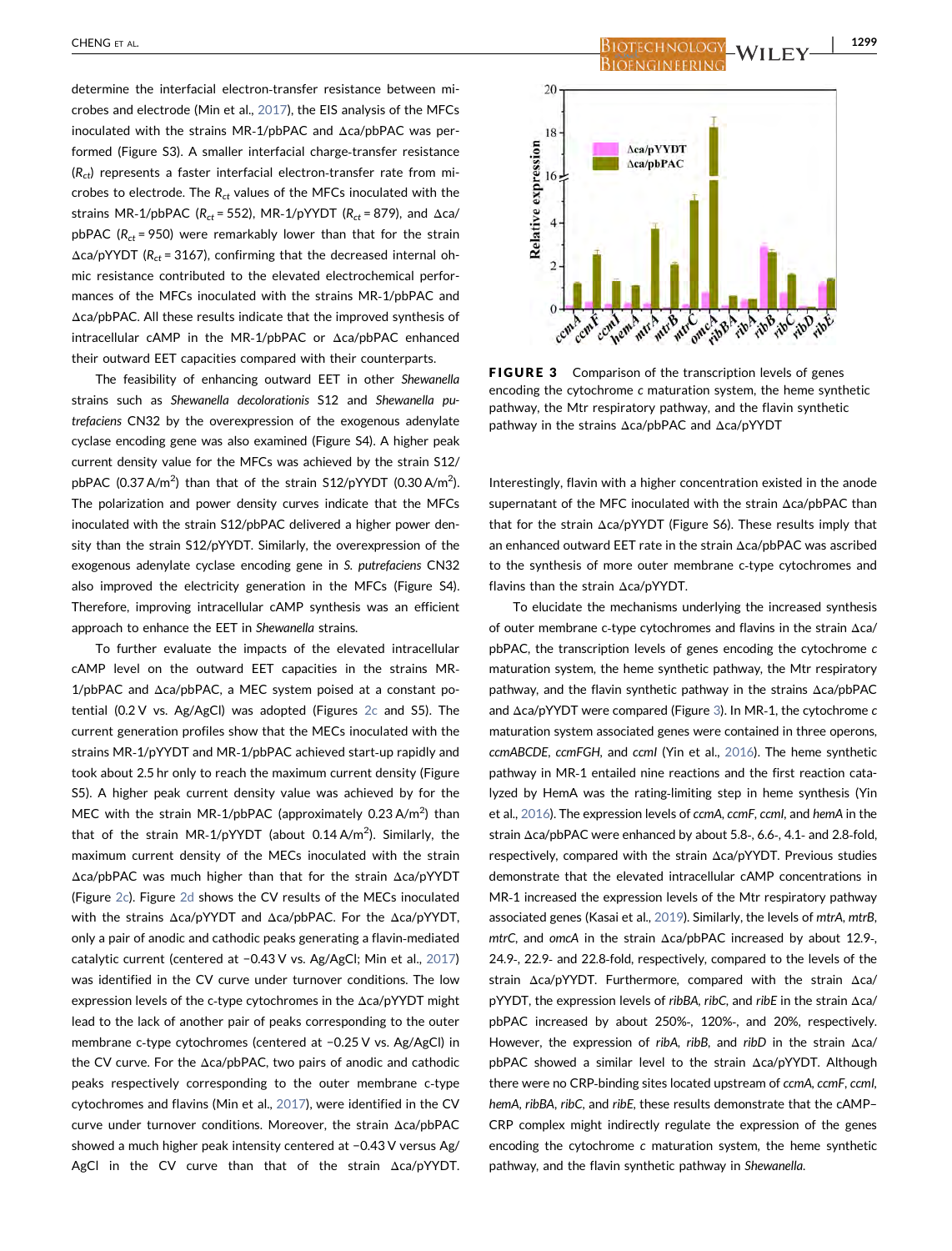determine the interfacial electron-transfer resistance between microbes and electrode (Min et al., 2017), the EIS analysis of the MFCs inoculated with the strains MR-1/pbPAC and Δca/pbPAC was performed (Figure S3). A smaller interfacial charge-transfer resistance ($R_{ct}$) represents a faster interfacial electron-transfer rate from microbes to electrode. The $R_{ct}$ values of the MFCs inoculated with the strains MR-1/pbPAC ($R_{ct}$ = 552), MR-1/pYYDT ($R_{ct}$ = 879), and Δca/pbPAC ($R_{ct}$ = 950) were remarkably lower than that for the strain Δca/pYYDT ($R_{ct}$ = 3167), confirming that the decreased internal ohmic resistance contributed to the elevated electrochemical performances of the MFCs inoculated with the strains MR-1/pbPAC and Δca/pbPAC. All these results indicate that the improved synthesis of intracellular cAMP in the MR-1/pbPAC or Δca/pbPAC enhanced their outward EET capacities compared with their counterparts.

The feasibility of enhancing outward EET in other *Shewanella* strains such as *Shewanella decolorationis* S12 and *Shewanella putrefaciens* CN32 by the overexpression of the exogenous adenylate cyclase encoding gene was also examined (Figure S4). A higher peak current density value for the MFCs was achieved by the strain S12/pbPAC (0.37 A/m$^2$) than that of the strain S12/pYYDT (0.30 A/m$^2$). The polarization and power density curves indicate that the MFCs inoculated with the strain S12/pbPAC delivered a higher power density than the strain S12/pYYDT. Similarly, the overexpression of the exogenous adenylate cyclase encoding gene in *S. putrefaciens* CN32 also improved the electricity generation in the MFCs (Figure S4). Therefore, improving intracellular cAMP synthesis was an efficient approach to enhance the EET in *Shewanella* strains.

To further evaluate the impacts of the elevated intracellular cAMP level on the outward EET capacities in the strains MR-1/pbPAC and Δca/pbPAC, a MEC system poised at a constant potential (0.2 V vs. Ag/AgCl) was adopted (Figures 2c and S5). The current generation profiles show that the MECs inoculated with the strains MR-1/pYYDT and MR-1/pbPAC achieved start-up rapidly and took about 2.5 hr only to reach the maximum current density (Figure S5). A higher peak current density value was achieved by for the MEC with the strain MR-1/pbPAC (approximately 0.23 A/m$^2$) than that of the strain MR-1/pYYDT (about 0.14 A/m$^2$). Similarly, the maximum current density of the MECs inoculated with the strain Δca/pbPAC was much higher than that for the strain Δca/pYYDT (Figure 2c). Figure 2d shows the CV results of the MECs inoculated with the strains Δca/pYYDT and Δca/pbPAC. For the Δca/pYYDT, only a pair of anodic and cathodic peaks generating a flavin-mediated catalytic current (centered at −0.43 V vs. Ag/AgCl; Min et al., 2017) was identified in the CV curve under turnover conditions. The low expression levels of the c-type cytochromes in the Δca/pYYDT might lead to the lack of another pair of peaks corresponding to the outer membrane c-type cytochromes (centered at −0.25 V vs. Ag/AgCl) in the CV curve. For the Δca/pbPAC, two pairs of anodic and cathodic peaks respectively corresponding to the outer membrane c-type cytochromes and flavins (Min et al., 2017), were identified in the CV curve under turnover conditions. Moreover, the strain Δca/pbPAC showed a much higher peak intensity centered at −0.43 V versus Ag/AgCl in the CV curve than that of the strain Δca/pYYDT.

**FIGURE 3** Comparison of the transcription levels of genes encoding the cytochrome *c* maturation system, the heme synthetic pathway, the Mtr respiratory pathway, and the flavin synthetic pathway in the strains Δca/pbPAC and Δca/pYYDT

Interestingly, flavin with a higher concentration existed in the anode supernatant of the MFC inoculated with the strain Δca/pbPAC than that for the strain Δca/pYYDT (Figure S6). These results imply that an enhanced outward EET rate in the strain Δca/pbPAC was ascribed to the synthesis of more outer membrane c-type cytochromes and flavins than the strain Δca/pYYDT.

To elucidate the mechanisms underlying the increased synthesis of outer membrane c-type cytochromes and flavins in the strain Δca/pbPAC, the transcription levels of genes encoding the cytochrome *c* maturation system, the heme synthetic pathway, the Mtr respiratory pathway, and the flavin synthetic pathway in the strains Δca/pbPAC and Δca/pYYDT were compared (Figure 3). In MR-1, the cytochrome *c* maturation system associated genes were contained in three operons, *ccmABCDE*, *ccmFGH*, and *ccmI* (Yin et al., 2016). The heme synthetic pathway in MR-1 entailed nine reactions and the first reaction catalyzed by HemA was the rating-limiting step in heme synthesis (Yin et al., 2016). The expression levels of *ccmA*, *ccmF*, *ccmI*, and *hemA* in the strain Δca/pbPAC were enhanced by about 5.8-, 6.6-, 4.1- and 2.8-fold, respectively, compared with the strain Δca/pYYDT. Previous studies demonstrate that the elevated intracellular cAMP concentrations in MR-1 increased the expression levels of the Mtr respiratory pathway associated genes (Kasai et al., 2019). Similarly, the levels of *mtrA*, *mtrB*, *mtrC*, and *omcA* in the strain Δca/pbPAC increased by about 12.9-, 24.9-, 22.9- and 22.8-fold, respectively, compared to the levels of the strain Δca/pYYDT. Furthermore, compared with the strain Δca/pYYDT, the expression levels of *ribBA*, *ribC*, and *ribE* in the strain Δca/pbPAC increased by about 250%-, 120%-, and 20%, respectively. However, the expression of *ribA*, *ribB*, and *ribD* in the strain Δca/pbPAC showed a similar level to the strain Δca/pYYDT. Although there were no CRP-binding sites located upstream of *ccmA*, *ccmF*, *ccmI*, *hemA*, *ribBA*, *ribC*, and *ribE*, these results demonstrate that the cAMP–CRP complex might indirectly regulate the expression of the genes encoding the cytochrome *c* maturation system, the heme synthetic pathway, and the flavin synthetic pathway in *Shewanella*.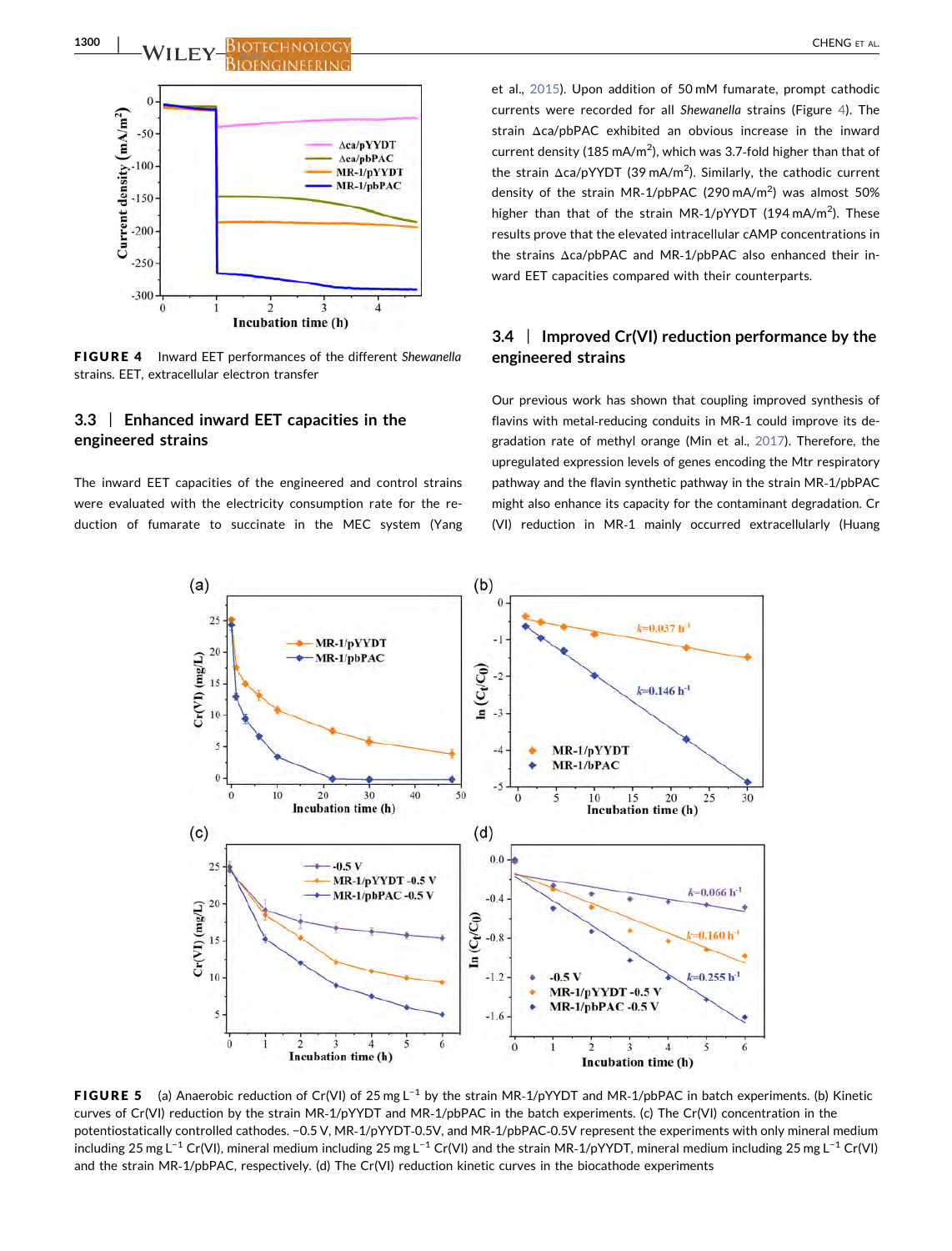FIGURE 4 Inward EET performances of the different *Shewanella* strains. EET, extracellular electron transfer

### 3.3 | Enhanced inward EET capacities in the engineered strains

The inward EET capacities of the engineered and control strains were evaluated with the electricity consumption rate for the reduction of fumarate to succinate in the MEC system (Yang et al., 2015). Upon addition of 50 mM fumarate, prompt cathodic currents were recorded for all *Shewanella* strains (Figure 4). The strain Δca/pbPAC exhibited an obvious increase in the inward current density (185 mA/m$^2$), which was 3.7-fold higher than that of the strain Δca/pYYDT (39 mA/m$^2$). Similarly, the cathodic current density of the strain MR-1/pbPAC (290 mA/m$^2$) was almost 50% higher than that of the strain MR-1/pYYDT (194 mA/m$^2$). These results prove that the elevated intracellular cAMP concentrations in the strains Δca/pbPAC and MR-1/pbPAC also enhanced their inward EET capacities compared with their counterparts.

### 3.4 | Improved Cr(VI) reduction performance by the engineered strains

Our previous work has shown that coupling improved synthesis of flavins with metal-reducing conduits in MR-1 could improve its degradation rate of methyl orange (Min et al., 2017). Therefore, the upregulated expression levels of genes encoding the Mtr respiratory pathway and the flavin synthetic pathway in the strain MR-1/pbPAC might also enhance its capacity for the contaminant degradation. Cr (VI) reduction in MR-1 mainly occurred extracellularly (Huang

FIGURE 5 (a) Anaerobic reduction of Cr(VI) of 25 mg L$^{-1}$ by the strain MR-1/pYYDT and MR-1/pbPAC in batch experiments. (b) Kinetic curves of Cr(VI) reduction by the strain MR-1/pYYDT and MR-1/pbPAC in the batch experiments. (c) The Cr(VI) concentration in the potentiostatically controlled cathodes. −0.5 V, MR-1/pYYDT-0.5V, and MR-1/pbPAC-0.5V represent the experiments with only mineral medium including 25 mg L$^{-1}$ Cr(VI), mineral medium including 25 mg L$^{-1}$ Cr(VI) and the strain MR-1/pYYDT, mineral medium including 25 mg L$^{-1}$ Cr(VI) and the strain MR-1/pbPAC, respectively. (d) The Cr(VI) reduction kinetic curves in the biocathode experiments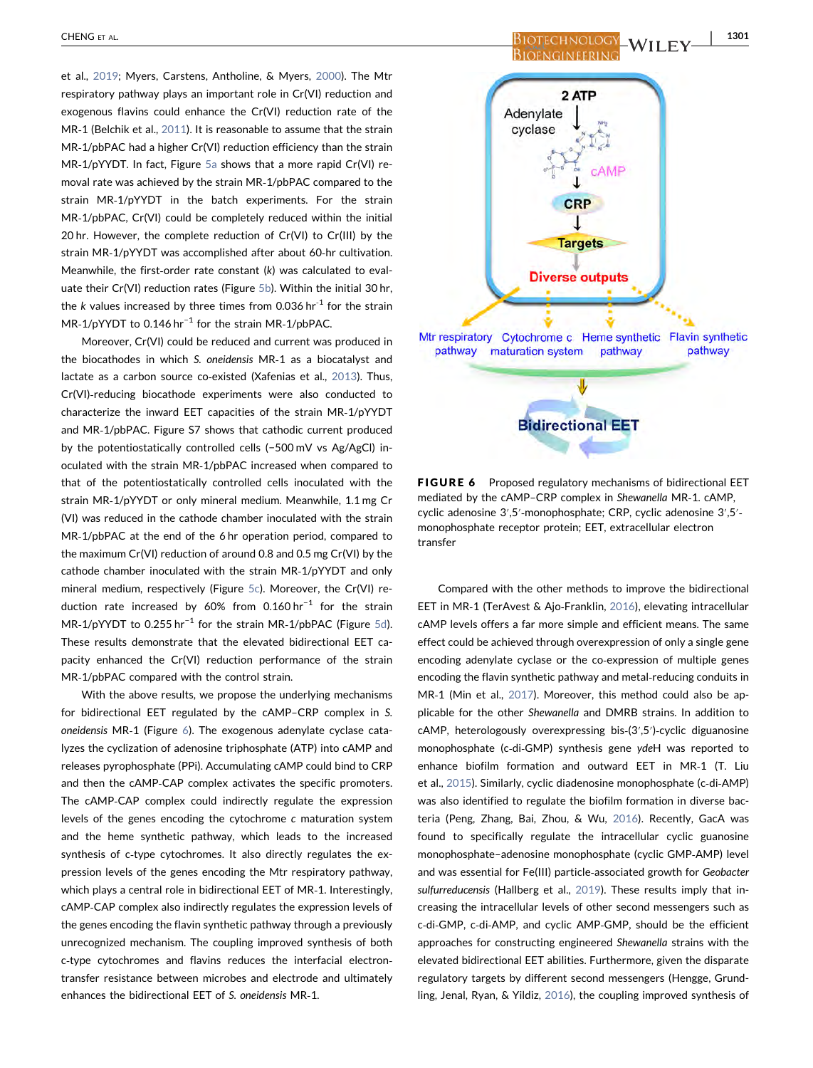et al., 2019; Myers, Carstens, Antholine, & Myers, 2000). The Mtr respiratory pathway plays an important role in Cr(VI) reduction and exogenous flavins could enhance the Cr(VI) reduction rate of the MR-1 (Belchik et al., 2011). It is reasonable to assume that the strain MR-1/pbPAC had a higher Cr(VI) reduction efficiency than the strain MR-1/pYYDT. In fact, Figure 5a shows that a more rapid Cr(VI) removal rate was achieved by the strain MR-1/pbPAC compared to the strain MR-1/pYYDT in the batch experiments. For the strain MR-1/pbPAC, Cr(VI) could be completely reduced within the initial 20 hr. However, the complete reduction of Cr(VI) to Cr(III) by the strain MR-1/pYYDT was accomplished after about 60-hr cultivation. Meanwhile, the first-order rate constant ($k$) was calculated to evaluate their Cr(VI) reduction rates (Figure 5b). Within the initial 30 hr, the $k$ values increased by three times from 0.036 $hr^{-1}$ for the strain MR-1/pYYDT to 0.146 $hr^{-1}$ for the strain MR-1/pbPAC.

Moreover, Cr(VI) could be reduced and current was produced in the biocathodes in which *S. oneidensis* MR-1 as a biocatalyst and lactate as a carbon source co-existed (Xafenias et al., 2013). Thus, Cr(VI)-reducing biocathode experiments were also conducted to characterize the inward EET capacities of the strain MR-1/pYYDT and MR-1/pbPAC. Figure S7 shows that cathodic current produced by the potentiostatically controlled cells (−500 mV vs Ag/AgCl) inoculated with the strain MR-1/pbPAC increased when compared to that of the potentiostatically controlled cells inoculated with the strain MR-1/pYYDT or only mineral medium. Meanwhile, 1.1 mg Cr (VI) was reduced in the cathode chamber inoculated with the strain MR-1/pbPAC at the end of the 6 hr operation period, compared to the maximum Cr(VI) reduction of around 0.8 and 0.5 mg Cr(VI) by the cathode chamber inoculated with the strain MR-1/pYYDT and only mineral medium, respectively (Figure 5c). Moreover, the Cr(VI) reduction rate increased by 60% from 0.160 $hr^{-1}$ for the strain MR-1/pYYDT to 0.255 $hr^{-1}$ for the strain MR-1/pbPAC (Figure 5d). These results demonstrate that the elevated bidirectional EET capacity enhanced the Cr(VI) reduction performance of the strain MR-1/pbPAC compared with the control strain.

With the above results, we propose the underlying mechanisms for bidirectional EET regulated by the cAMP–CRP complex in *S. oneidensis* MR-1 (Figure 6). The exogenous adenylate cyclase catalyzes the cyclization of adenosine triphosphate (ATP) into cAMP and releases pyrophosphate (PPi). Accumulating cAMP could bind to CRP and then the cAMP-CAP complex activates the specific promoters. The cAMP-CAP complex could indirectly regulate the expression levels of the genes encoding the cytochrome *c* maturation system and the heme synthetic pathway, which leads to the increased synthesis of c-type cytochromes. It also directly regulates the expression levels of the genes encoding the Mtr respiratory pathway, which plays a central role in bidirectional EET of MR-1. Interestingly, cAMP-CAP complex also indirectly regulates the expression levels of the genes encoding the flavin synthetic pathway through a previously unrecognized mechanism. The coupling improved synthesis of both c-type cytochromes and flavins reduces the interfacial electron-transfer resistance between microbes and electrode and ultimately enhances the bidirectional EET of *S. oneidensis* MR-1.

**FIGURE 6** Proposed regulatory mechanisms of bidirectional EET mediated by the cAMP–CRP complex in *Shewanella* MR-1. cAMP, cyclic adenosine 3′,5′-monophosphate; CRP, cyclic adenosine 3′,5′-monophosphate receptor protein; EET, extracellular electron transfer

Compared with the other methods to improve the bidirectional EET in MR-1 (TerAvest & Ajo-Franklin, 2016), elevating intracellular cAMP levels offers a far more simple and efficient means. The same effect could be achieved through overexpression of only a single gene encoding adenylate cyclase or the co-expression of multiple genes encoding the flavin synthetic pathway and metal-reducing conduits in MR-1 (Min et al., 2017). Moreover, this method could also be applicable for the other *Shewanella* and DMRB strains. In addition to cAMP, heterologously overexpressing bis-(3′,5′)-cyclic diguanosine monophosphate (c-di-GMP) synthesis gene *ydeH* was reported to enhance biofilm formation and outward EET in MR-1 (T. Liu et al., 2015). Similarly, cyclic diadenosine monophosphate (c-di-AMP) was also identified to regulate the biofilm formation in diverse bacteria (Peng, Zhang, Bai, Zhou, & Wu, 2016). Recently, GacA was found to specifically regulate the intracellular cyclic guanosine monophosphate–adenosine monophosphate (cyclic GMP-AMP) level and was essential for Fe(III) particle-associated growth for *Geobacter sulfurreducensis* (Hallberg et al., 2019). These results imply that increasing the intracellular levels of other second messengers such as c-di-GMP, c-di-AMP, and cyclic AMP-GMP, should be the efficient approaches for constructing engineered *Shewanella* strains with the elevated bidirectional EET abilities. Furthermore, given the disparate regulatory targets by different second messengers (Hengge, Grundling, Jenal, Ryan, & Yildiz, 2016), the coupling improved synthesis of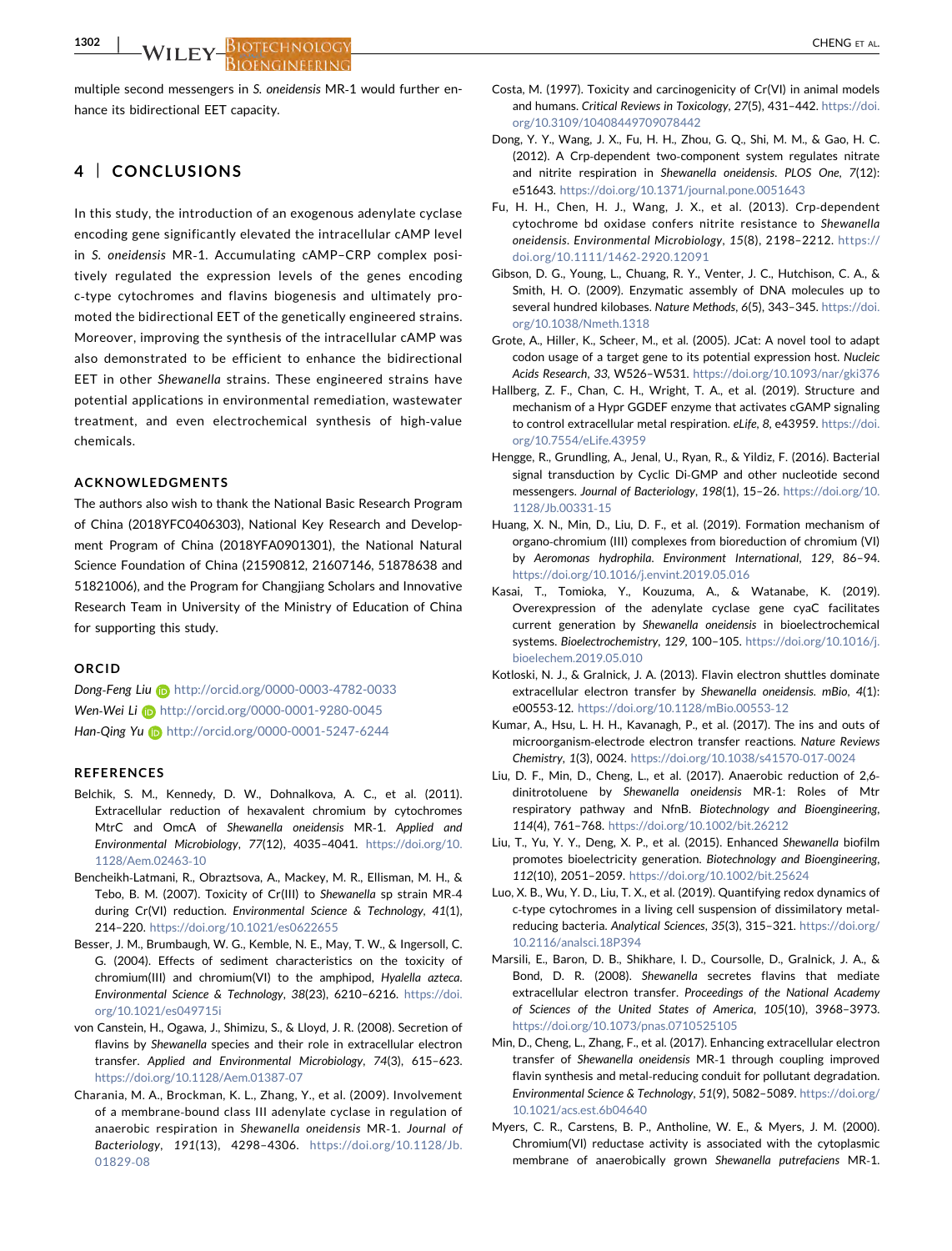multiple second messengers in *S. oneidensis* MR-1 would further enhance its bidirectional EET capacity.

## 4 | CONCLUSIONS

In this study, the introduction of an exogenous adenylate cyclase encoding gene significantly elevated the intracellular cAMP level in *S. oneidensis* MR-1. Accumulating cAMP–CRP complex positively regulated the expression levels of the genes encoding c-type cytochromes and flavins biogenesis and ultimately promoted the bidirectional EET of the genetically engineered strains. Moreover, improving the synthesis of the intracellular cAMP was also demonstrated to be efficient to enhance the bidirectional EET in other *Shewanella* strains. These engineered strains have potential applications in environmental remediation, wastewater treatment, and even electrochemical synthesis of high-value chemicals.

### ACKNOWLEDGMENTS

The authors also wish to thank the National Basic Research Program of China (2018YFC0406303), National Key Research and Development Program of China (2018YFA0901301), the National Natural Science Foundation of China (21590812, 21607146, 51878638 and 51821006), and the Program for Changjiang Scholars and Innovative Research Team in University of the Ministry of Education of China for supporting this study.

### ORCID

*Dong-Feng Liu* http://orcid.org/0000-0003-4782-0033
*Wen-Wei Li* http://orcid.org/0000-0001-9280-0045
*Han-Qing Yu* http://orcid.org/0000-0001-5247-6244

### REFERENCES

Belchik, S. M., Kennedy, D. W., Dohnalkova, A. C., et al. (2011). Extracellular reduction of hexavalent chromium by cytochromes MtrC and OmcA of *Shewanella oneidensis* MR-1. *Applied and Environmental Microbiology*, *77*(12), 4035–4041. https://doi.org/10.1128/Aem.02463-10

Bencheikh-Latmani, R., Obraztsova, A., Mackey, M. R., Ellisman, M. H., & Tebo, B. M. (2007). Toxicity of Cr(III) to *Shewanella* sp strain MR-4 during Cr(VI) reduction. *Environmental Science & Technology*, *41*(1), 214–220. https://doi.org/10.1021/es0622655

Besser, J. M., Brumbaugh, W. G., Kemble, N. E., May, T. W., & Ingersoll, C. G. (2004). Effects of sediment characteristics on the toxicity of chromium(III) and chromium(VI) to the amphipod, *Hyalella azteca*. *Environmental Science & Technology*, *38*(23), 6210–6216. https://doi.org/10.1021/es049715i

von Canstein, H., Ogawa, J., Shimizu, S., & Lloyd, J. R. (2008). Secretion of flavins by *Shewanella* species and their role in extracellular electron transfer. *Applied and Environmental Microbiology*, *74*(3), 615–623. https://doi.org/10.1128/Aem.01387-07

Charania, M. A., Brockman, K. L., Zhang, Y., et al. (2009). Involvement of a membrane-bound class III adenylate cyclase in regulation of anaerobic respiration in *Shewanella oneidensis* MR-1. *Journal of Bacteriology*, *191*(13), 4298–4306. https://doi.org/10.1128/Jb.01829-08

Costa, M. (1997). Toxicity and carcinogenicity of Cr(VI) in animal models and humans. *Critical Reviews in Toxicology*, *27*(5), 431–442. https://doi.org/10.3109/10408449709078442

Dong, Y. Y., Wang, J. X., Fu, H. H., Zhou, G. Q., Shi, M. M., & Gao, H. C. (2012). A Crp-dependent two-component system regulates nitrate and nitrite respiration in *Shewanella oneidensis*. *PLOS One*, *7*(12): e51643. https://doi.org/10.1371/journal.pone.0051643

Fu, H. H., Chen, H. J., Wang, J. X., et al. (2013). Crp-dependent cytochrome bd oxidase confers nitrite resistance to *Shewanella oneidensis*. *Environmental Microbiology*, *15*(8), 2198–2212. https://doi.org/10.1111/1462-2920.12091

Gibson, D. G., Young, L., Chuang, R. Y., Venter, J. C., Hutchison, C. A., & Smith, H. O. (2009). Enzymatic assembly of DNA molecules up to several hundred kilobases. *Nature Methods*, *6*(5), 343–345. https://doi.org/10.1038/Nmeth.1318

Grote, A., Hiller, K., Scheer, M., et al. (2005). JCat: A novel tool to adapt codon usage of a target gene to its potential expression host. *Nucleic Acids Research*, *33*, W526–W531. https://doi.org/10.1093/nar/gki376

Hallberg, Z. F., Chan, C. H., Wright, T. A., et al. (2019). Structure and mechanism of a Hypr GGDEF enzyme that activates cGAMP signaling to control extracellular metal respiration. *eLife*, *8*, e43959. https://doi.org/10.7554/eLife.43959

Hengge, R., Grundling, A., Jenal, U., Ryan, R., & Yildiz, F. (2016). Bacterial signal transduction by Cyclic Di-GMP and other nucleotide second messengers. *Journal of Bacteriology*, *198*(1), 15–26. https://doi.org/10.1128/Jb.00331-15

Huang, X. N., Min, D., Liu, D. F., et al. (2019). Formation mechanism of organo-chromium (III) complexes from bioreduction of chromium (VI) by *Aeromonas hydrophila*. *Environment International*, *129*, 86–94. https://doi.org/10.1016/j.envint.2019.05.016

Kasai, T., Tomioka, Y., Kouzuma, A., & Watanabe, K. (2019). Overexpression of the adenylate cyclase gene cyaC facilitates current generation by *Shewanella oneidensis* in bioelectrochemical systems. *Bioelectrochemistry*, *129*, 100–105. https://doi.org/10.1016/j.bioelechem.2019.05.010

Kotloski, N. J., & Gralnick, J. A. (2013). Flavin electron shuttles dominate extracellular electron transfer by *Shewanella oneidensis*. *mBio*, *4*(1): e00553-12. https://doi.org/10.1128/mBio.00553-12

Kumar, A., Hsu, L. H. H., Kavanagh, P., et al. (2017). The ins and outs of microorganism-electrode electron transfer reactions. *Nature Reviews Chemistry*, *1*(3), 0024. https://doi.org/10.1038/s41570-017-0024

Liu, D. F., Min, D., Cheng, L., et al. (2017). Anaerobic reduction of 2,6-dinitrotoluene by *Shewanella oneidensis* MR-1: Roles of Mtr respiratory pathway and NfnB. *Biotechnology and Bioengineering*, *114*(4), 761–768. https://doi.org/10.1002/bit.26212

Liu, T., Yu, Y. Y., Deng, X. P., et al. (2015). Enhanced *Shewanella* biofilm promotes bioelectricity generation. *Biotechnology and Bioengineering*, *112*(10), 2051–2059. https://doi.org/10.1002/bit.25624

Luo, X. B., Wu, Y. D., Liu, T. X., et al. (2019). Quantifying redox dynamics of c-type cytochromes in a living cell suspension of dissimilatory metal-reducing bacteria. *Analytical Sciences*, *35*(3), 315–321. https://doi.org/10.2116/analsci.18P394

Marsili, E., Baron, D. B., Shikhare, I. D., Coursolle, D., Gralnick, J. A., & Bond, D. R. (2008). *Shewanella* secretes flavins that mediate extracellular electron transfer. *Proceedings of the National Academy of Sciences of the United States of America*, *105*(10), 3968–3973. https://doi.org/10.1073/pnas.0710525105

Min, D., Cheng, L., Zhang, F., et al. (2017). Enhancing extracellular electron transfer of *Shewanella oneidensis* MR-1 through coupling improved flavin synthesis and metal-reducing conduit for pollutant degradation. *Environmental Science & Technology*, *51*(9), 5082–5089. https://doi.org/10.1021/acs.est.6b04640

Myers, C. R., Carstens, B. P., Antholine, W. E., & Myers, J. M. (2000). Chromium(VI) reductase activity is associated with the cytoplasmic membrane of anaerobically grown *Shewanella putrefaciens* MR-1.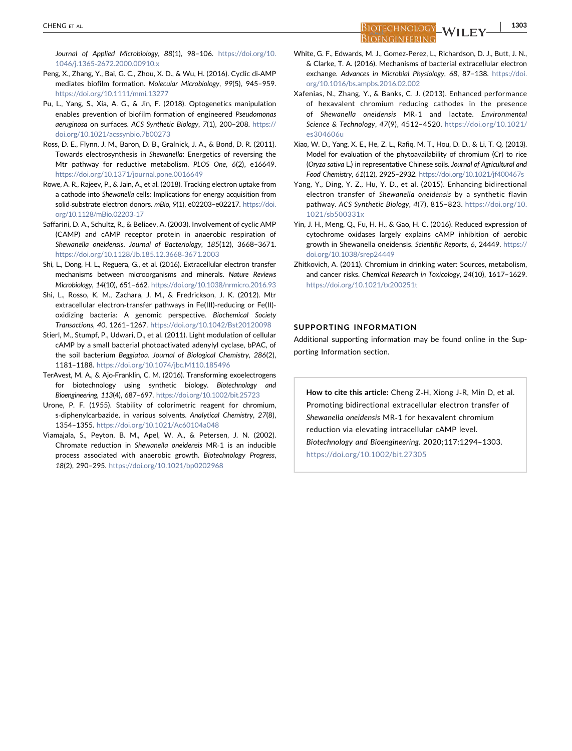Journal of Applied Microbiology, 88(1), 98–106. https://doi.org/10.1046/j.1365-2672.2000.00910.x

Peng, X., Zhang, Y., Bai, G. C., Zhou, X. D., & Wu, H. (2016). Cyclic di-AMP mediates biofilm formation. *Molecular Microbiology*, *99*(5), 945–959. https://doi.org/10.1111/mmi.13277

Pu, L., Yang, S., Xia, A. G., & Jin, F. (2018). Optogenetics manipulation enables prevention of biofilm formation of engineered *Pseudomonas aeruginosa* on surfaces. *ACS Synthetic Biology*, *7*(1), 200–208. https://doi.org/10.1021/acssynbio.7b00273

Ross, D. E., Flynn, J. M., Baron, D. B., Gralnick, J. A., & Bond, D. R. (2011). Towards electrosynthesis in *Shewanella*: Energetics of reversing the Mtr pathway for reductive metabolism. *PLOS One*, *6*(2), e16649. https://doi.org/10.1371/journal.pone.0016649

Rowe, A. R., Rajeev, P., & Jain, A., et al. (2018). Tracking electron uptake from a cathode into *Shewanella* cells: Implications for energy acquisition from solid-substrate electron donors. *mBio*, *9*(1), e02203–e02217. https://doi.org/10.1128/mBio.02203-17

Saffarini, D. A., Schultz, R., & Beliaev, A. (2003). Involvement of cyclic AMP (CAMP) and cAMP receptor protein in anaerobic respiration of *Shewanella oneidensis*. *Journal of Bacteriology*, *185*(12), 3668–3671. https://doi.org/10.1128/Jb.185.12.3668-3671.2003

Shi, L., Dong, H. L., Reguera, G., et al. (2016). Extracellular electron transfer mechanisms between microorganisms and minerals. *Nature Reviews Microbiology*, *14*(10), 651–662. https://doi.org/10.1038/nrmicro.2016.93

Shi, L., Rosso, K. M., Zachara, J. M., & Fredrickson, J. K. (2012). Mtr extracellular electron-transfer pathways in Fe(III)-reducing or Fe(II)-oxidizing bacteria: A genomic perspective. *Biochemical Society Transactions*, *40*, 1261–1267. https://doi.org/10.1042/Bst20120098

Stierl, M., Stumpf, P., Udwari, D., et al. (2011). Light modulation of cellular cAMP by a small bacterial photoactivated adenylyl cyclase, bPAC, of the soil bacterium *Beggiatoa*. *Journal of Biological Chemistry*, *286*(2), 1181–1188. https://doi.org/10.1074/jbc.M110.185496

TerAvest, M. A., & Ajo-Franklin, C. M. (2016). Transforming exoelectrogens for biotechnology using synthetic biology. *Biotechnology and Bioengineering*, *113*(4), 687–697. https://doi.org/10.1002/bit.25723

Urone, P. F. (1955). Stability of colorimetric reagent for chromium, s-diphenylcarbazide, in various solvents. *Analytical Chemistry*, *27*(8), 1354–1355. https://doi.org/10.1021/Ac60104a048

Viamajala, S., Peyton, B. M., Apel, W. A., & Petersen, J. N. (2002). Chromate reduction in *Shewanella oneidensis* MR-1 is an inducible process associated with anaerobic growth. *Biotechnology Progress*, *18*(2), 290–295. https://doi.org/10.1021/bp0202968

White, G. F., Edwards, M. J., Gomez-Perez, L., Richardson, D. J., Butt, J. N., & Clarke, T. A. (2016). Mechanisms of bacterial extracellular electron exchange. *Advances in Microbial Physiology*, *68*, 87–138. https://doi.org/10.1016/bs.ampbs.2016.02.002

Xafenias, N., Zhang, Y., & Banks, C. J. (2013). Enhanced performance of hexavalent chromium reducing cathodes in the presence of *Shewanella oneidensis* MR-1 and lactate. *Environmental Science & Technology*, *47*(9), 4512–4520. https://doi.org/10.1021/es304606u

Xiao, W. D., Yang, X. E., He, Z. L., Rafiq, M. T., Hou, D. D., & Li, T. Q. (2013). Model for evaluation of the phytoavailability of chromium (Cr) to rice (*Oryza sativa* L.) in representative Chinese soils. *Journal of Agricultural and Food Chemistry*, *61*(12), 2925–2932. https://doi.org/10.1021/jf400467s

Yang, Y., Ding, Y. Z., Hu, Y. D., et al. (2015). Enhancing bidirectional electron transfer of *Shewanella oneidensis* by a synthetic flavin pathway. *ACS Synthetic Biology*, *4*(7), 815–823. https://doi.org/10.1021/sb500331x

Yin, J. H., Meng, Q., Fu, H. H., & Gao, H. C. (2016). Reduced expression of cytochrome oxidases largely explains cAMP inhibition of aerobic growth in Shewanella oneidensis. *Scientific Reports*, *6*, 24449. https://doi.org/10.1038/srep24449

Zhitkovich, A. (2011). Chromium in drinking water: Sources, metabolism, and cancer risks. *Chemical Research in Toxicology*, *24*(10), 1617–1629. https://doi.org/10.1021/tx200251t

## SUPPORTING INFORMATION

Additional supporting information may be found online in the Supporting Information section.

**How to cite this article:** Cheng Z-H, Xiong J-R, Min D, et al. Promoting bidirectional extracellular electron transfer of *Shewanella oneidensis* MR-1 for hexavalent chromium reduction via elevating intracellular cAMP level. *Biotechnology and Bioengineering*. 2020;117:1294–1303. https://doi.org/10.1002/bit.27305